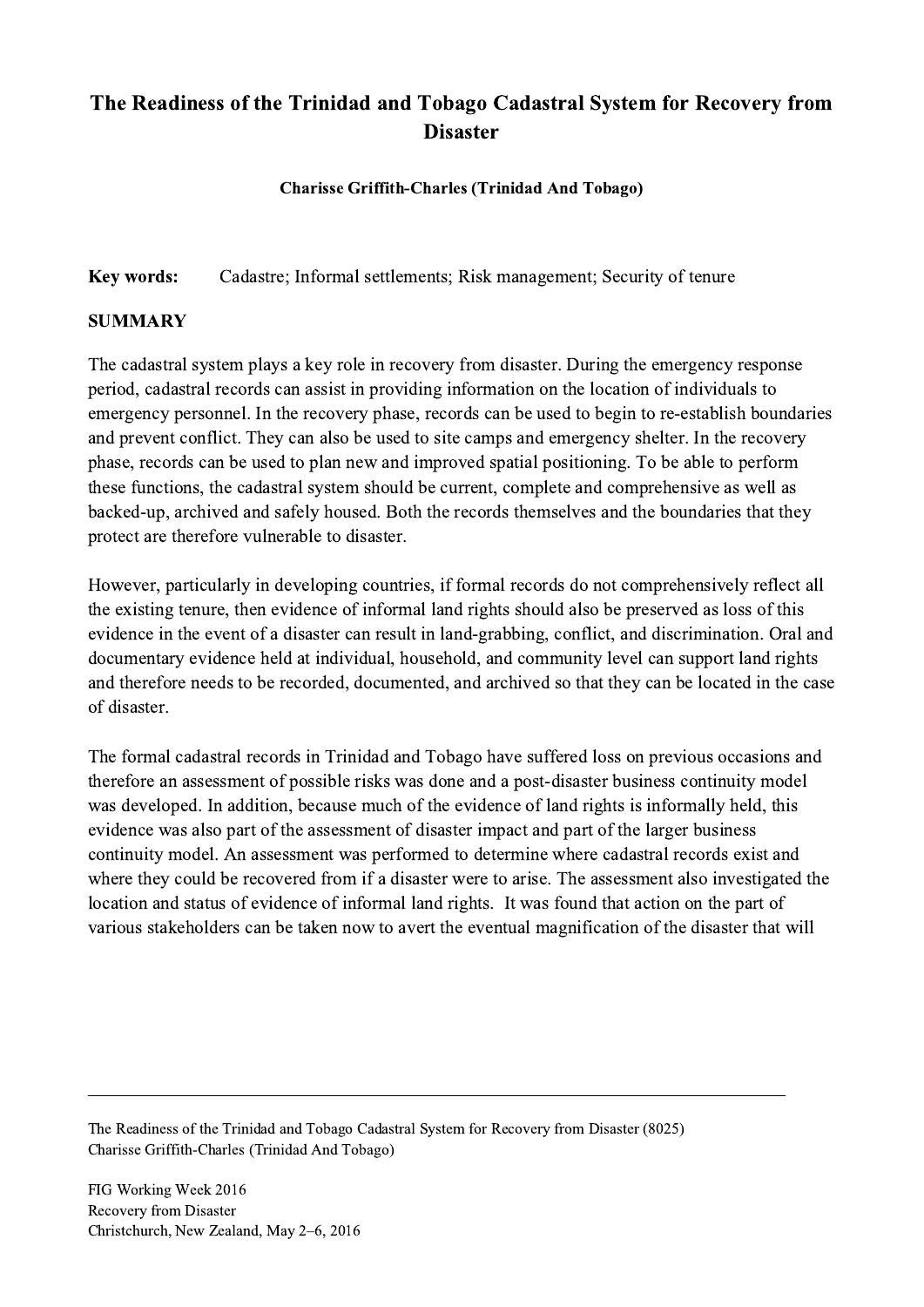# The Readiness of the Trinidad and Tobago Cadastral System for Recovery from Disaster

**Charisse Griffith-Charles (Trinidad And Tobago)**

**Key words:** Cadastre; Informal settlements; Risk management; Security of tenure

## SUMMARY

The cadastral system plays a key role in recovery from disaster. During the emergency response period, cadastral records can assist in providing information on the location of individuals to emergency personnel. In the recovery phase, records can be used to begin to re-establish boundaries and prevent conflict. They can also be used to site camps and emergency shelter. In the recovery phase, records can be used to plan new and improved spatial positioning. To be able to perform these functions, the cadastral system should be current, complete and comprehensive as well as backed-up, archived and safely housed. Both the records themselves and the boundaries that they protect are therefore vulnerable to disaster.

However, particularly in developing countries, if formal records do not comprehensively reflect all the existing tenure, then evidence of informal land rights should also be preserved as loss of this evidence in the event of a disaster can result in land-grabbing, conflict, and discrimination. Oral and documentary evidence held at individual, household, and community level can support land rights and therefore needs to be recorded, documented, and archived so that they can be located in the case of disaster.

The formal cadastral records in Trinidad and Tobago have suffered loss on previous occasions and therefore an assessment of possible risks was done and a post-disaster business continuity model was developed. In addition, because much of the evidence of land rights is informally held, this evidence was also part of the assessment of disaster impact and part of the larger business continuity model. An assessment was performed to determine where cadastral records exist and where they could be recovered from if a disaster were to arise. The assessment also investigated the location and status of evidence of informal land rights. It was found that action on the part of various stakeholders can be taken now to avert the eventual magnification of the disaster that will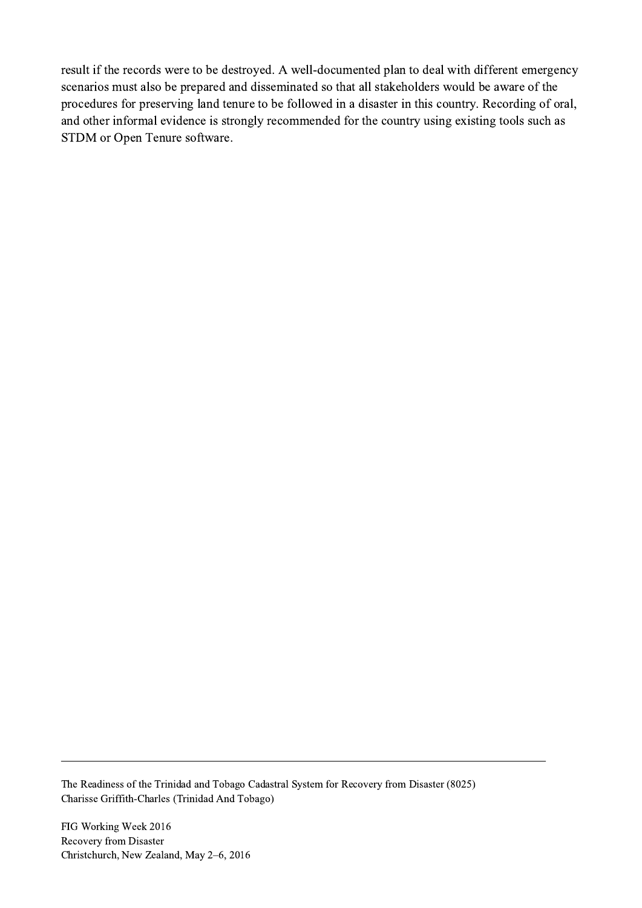result if the records were to be destroyed. A well-documented plan to deal with different emergency scenarios must also be prepared and disseminated so that all stakeholders would be aware of the procedures for preserving land tenure to be followed in a disaster in this country. Recording of oral, and other informal evidence is strongly recommended for the country using existing tools such as STDM or Open Tenure software.